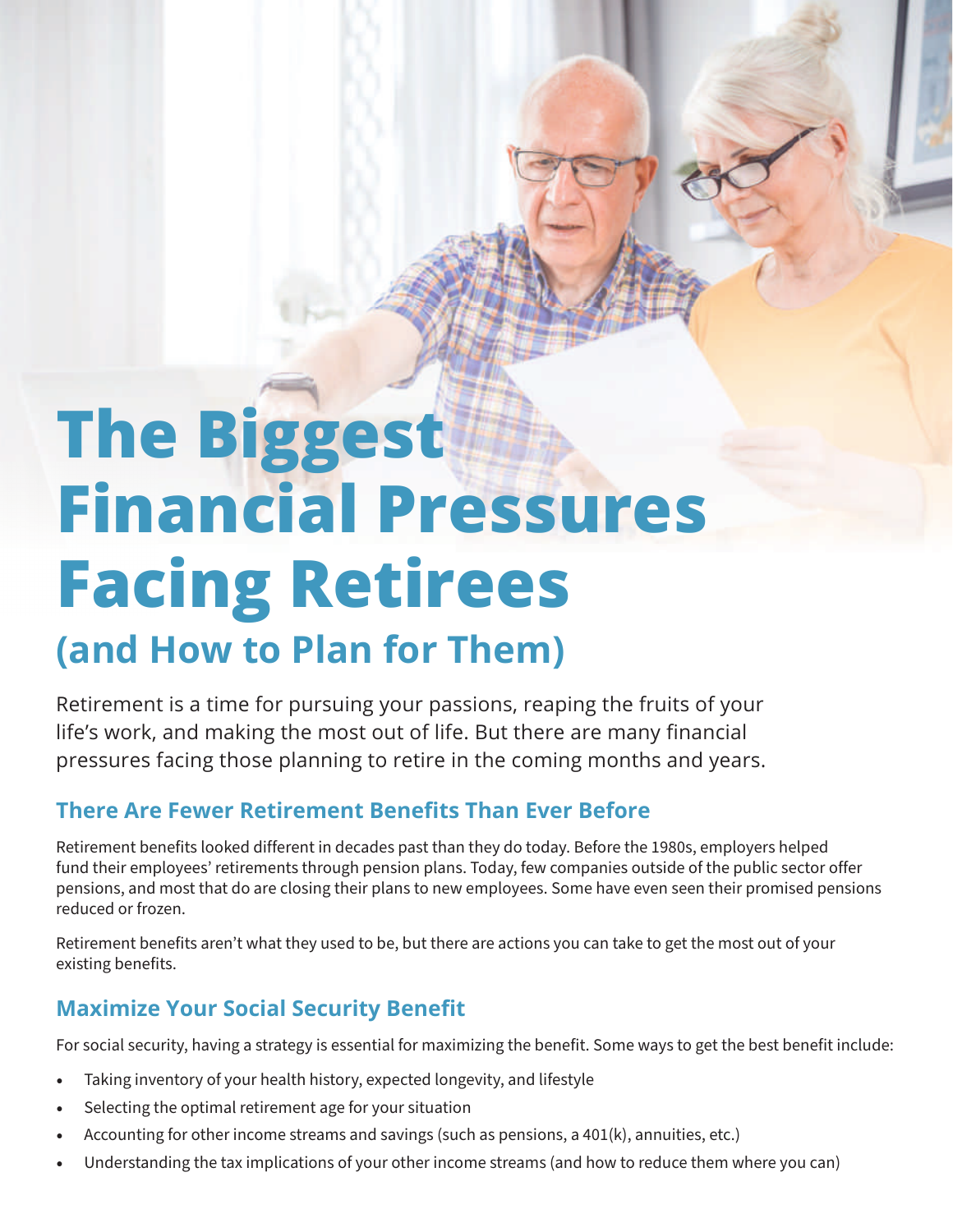# The Biggest Financial Pressures Facing Retirees

## (and How to Plan for Them)

Retirement is a time for pursuing your passions, reaping the fruits of your life's work, and making the most out of life. But there are many financial pressures facing those planning to retire in the coming months and years.

### There Are Fewer Retirement Benefits Than Ever Before

Retirement benefits looked different in decades past than they do today. Before the 1980s, employers helped fund their employees' retirements through pension plans. Today, few companies outside of the public sector offer pensions, and most that do are closing their plans to new employees. Some have even seen their promised pensions reduced or frozen.

Retirement benefits aren't what they used to be, but there are actions you can take to get the most out of your existing benefits.

### Maximize Your Social Security Benefit

For social security, having a strategy is essential for maximizing the benefit. Some ways to get the best benefit include:

- Taking inventory of your health history, expected longevity, and lifestyle
- Selecting the optimal retirement age for your situation
- Accounting for other income streams and savings (such as pensions, a 401(k), annuities, etc.)
- Understanding the tax implications of your other income streams (and how to reduce them where you can)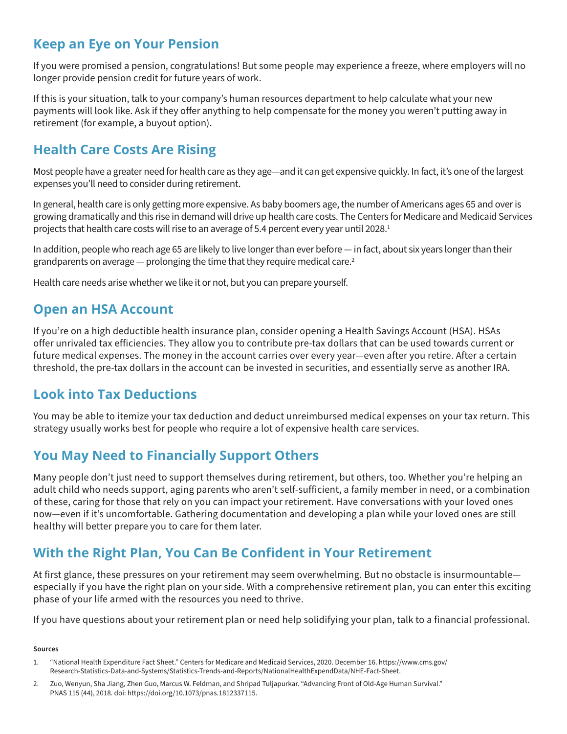## Keep an Eye on Your Pension

If you were promised a pension, congratulations! But some people may experience a freeze, where employers will no longer provide pension credit for future years of work.

If this is your situation, talk to your company's human resources department to help calculate what your new payments will look like. Ask if they offer anything to help compensate for the money you weren't putting away in retirement (for example, a buyout option).

## Health Care Costs Are Rising

Most people have a greater need for health care as they age—and it can get expensive quickly. In fact, it's one of the largest expenses you'll need to consider during retirement.

In general, health care is only getting more expensive. As baby boomers age, the number of Americans ages 65 and over is growing dramatically and this rise in demand will drive up health care costs. The Centers for Medicare and Medicaid Services projects that health care costs will rise to an average of 5.4 percent every year until 2028.[1]

In addition, people who reach age 65 are likely to live longer than ever before — in fact, about six years longer than their grandparents on average — prolonging the time that they require medical care.[2]

Health care needs arise whether we like it or not, but you can prepare yourself.

## Open an HSA Account

If you're on a high deductible health insurance plan, consider opening a Health Savings Account (HSA). HSAs offer unrivaled tax efficiencies. They allow you to contribute pre-tax dollars that can be used towards current or future medical expenses. The money in the account carries over every year—even after you retire. After a certain threshold, the pre-tax dollars in the account can be invested in securities, and essentially serve as another IRA.

## Look into Tax Deductions

You may be able to itemize your tax deduction and deduct unreimbursed medical expenses on your tax return. This strategy usually works best for people who require a lot of expensive health care services.

## You May Need to Financially Support Others

Many people don't just need to support themselves during retirement, but others, too. Whether you're helping an adult child who needs support, aging parents who aren't self-sufficient, a family member in need, or a combination of these, caring for those that rely on you can impact your retirement. Have conversations with your loved ones now—even if it's uncomfortable. Gathering documentation and developing a plan while your loved ones are still healthy will better prepare you to care for them later.

## With the Right Plan, You Can Be Confident in Your Retirement

At first glance, these pressures on your retirement may seem overwhelming. But no obstacle is insurmountable—especially if you have the right plan on your side. With a comprehensive retirement plan, you can enter this exciting phase of your life armed with the resources you need to thrive.

If you have questions about your retirement plan or need help solidifying your plan, talk to a financial professional.

**Sources**

1. "National Health Expenditure Fact Sheet." Centers for Medicare and Medicaid Services, 2020. December 16. https://www.cms.gov/Research-Statistics-Data-and-Systems/Statistics-Trends-and-Reports/NationalHealthExpendData/NHE-Fact-Sheet.
2. Zuo, Wenyun, Sha Jiang, Zhen Guo, Marcus W. Feldman, and Shripad Tuljapurkar. "Advancing Front of Old-Age Human Survival." PNAS 115 (44), 2018. doi: https://doi.org/10.1073/pnas.1812337115.